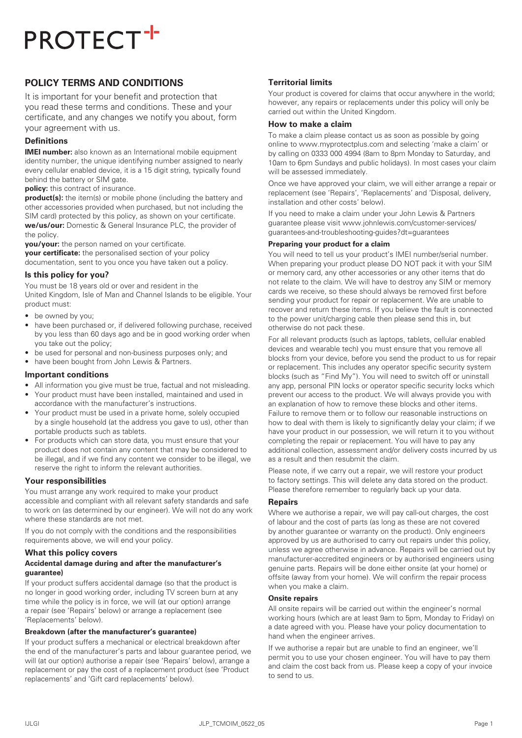# PROTECT+

## POLICY TERMS AND CONDITIONS

It is important for your benefit and protection that you read these terms and conditions. These and your certificate, and any changes we notify you about, form your agreement with us.

### Definitions

**IMEI number:** also known as an International mobile equipment identity number, the unique identifying number assigned to nearly every cellular enabled device, it is a 15 digit string, typically found behind the battery or SIM gate.

**policy:** this contract of insurance.

**product(s):** the item(s) or mobile phone (including the battery and other accessories provided when purchased, but not including the SIM card) protected by this policy, as shown on your certificate.

**we/us/our:** Domestic & General Insurance PLC, the provider of the policy.

**you/your:** the person named on your certificate.

**your certificate:** the personalised section of your policy documentation, sent to you once you have taken out a policy.

### Is this policy for you?

You must be 18 years old or over and resident in the United Kingdom, Isle of Man and Channel Islands to be eligible. Your product must:

- be owned by you;
- have been purchased or, if delivered following purchase, received by you less than 60 days ago and be in good working order when you take out the policy;
- be used for personal and non-business purposes only; and
- have been bought from John Lewis & Partners.

### Important conditions

- All information you give must be true, factual and not misleading.
- Your product must have been installed, maintained and used in accordance with the manufacturer's instructions.
- Your product must be used in a private home, solely occupied by a single household (at the address you gave to us), other than portable products such as tablets.
- For products which can store data, you must ensure that your product does not contain any content that may be considered to be illegal, and if we find any content we consider to be illegal, we reserve the right to inform the relevant authorities.

### Your responsibilities

You must arrange any work required to make your product accessible and compliant with all relevant safety standards and safe to work on (as determined by our engineer). We will not do any work where these standards are not met.

If you do not comply with the conditions and the responsibilities requirements above, we will end your policy.

### What this policy covers

#### Accidental damage during and after the manufacturer's guarantee)

If your product suffers accidental damage (so that the product is no longer in good working order, including TV screen burn at any time while the policy is in force, we will (at our option) arrange a repair (see 'Repairs' below) or arrange a replacement (see 'Replacements' below).

#### Breakdown (after the manufacturer's guarantee)

If your product suffers a mechanical or electrical breakdown after the end of the manufacturer's parts and labour guarantee period, we will (at our option) authorise a repair (see 'Repairs' below), arrange a replacement or pay the cost of a replacement product (see 'Product replacements' and 'Gift card replacements' below).

### Territorial limits

Your product is covered for claims that occur anywhere in the world; however, any repairs or replacements under this policy will only be carried out within the United Kingdom.

### How to make a claim

To make a claim please contact us as soon as possible by going online to www.myprotectplus.com and selecting 'make a claim' or by calling on 0333 000 4994 (8am to 8pm Monday to Saturday, and 10am to 6pm Sundays and public holidays). In most cases your claim will be assessed immediately.

Once we have approved your claim, we will either arrange a repair or replacement (see 'Repairs', 'Replacements' and 'Disposal, delivery, installation and other costs' below).

If you need to make a claim under your John Lewis & Partners guarantee please visit www.johnlewis.com/customer-services/guarantees-and-troubleshooting-guides?dt=guarantees

#### Preparing your product for a claim

You will need to tell us your product's IMEI number/serial number. When preparing your product please DO NOT pack it with your SIM or memory card, any other accessories or any other items that do not relate to the claim. We will have to destroy any SIM or memory cards we receive, so these should always be removed first before sending your product for repair or replacement. We are unable to recover and return these items. If you believe the fault is connected to the power unit/charging cable then please send this in, but otherwise do not pack these.

For all relevant products (such as laptops, tablets, cellular enabled devices and wearable tech) you must ensure that you remove all blocks from your device, before you send the product to us for repair or replacement. This includes any operator specific security system blocks (such as "Find My"). You will need to switch off or uninstall any app, personal PIN locks or operator specific security locks which prevent our access to the product. We will always provide you with an explanation of how to remove these blocks and other items. Failure to remove them or to follow our reasonable instructions on how to deal with them is likely to significantly delay your claim; if we have your product in our possession, we will return it to you without completing the repair or replacement. You will have to pay any additional collection, assessment and/or delivery costs incurred by us as a result and then resubmit the claim.

Please note, if we carry out a repair, we will restore your product to factory settings. This will delete any data stored on the product. Please therefore remember to regularly back up your data.

### Repairs

Where we authorise a repair, we will pay call-out charges, the cost of labour and the cost of parts (as long as these are not covered by another guarantee or warranty on the product). Only engineers approved by us are authorised to carry out repairs under this policy, unless we agree otherwise in advance. Repairs will be carried out by manufacturer-accredited engineers or by authorised engineers using genuine parts. Repairs will be done either onsite (at your home) or offsite (away from your home). We will confirm the repair process when you make a claim.

#### Onsite repairs

All onsite repairs will be carried out within the engineer's normal working hours (which are at least 9am to 5pm, Monday to Friday) on a date agreed with you. Please have your policy documentation to hand when the engineer arrives.

If we authorise a repair but are unable to find an engineer, we'll permit you to use your chosen engineer. You will have to pay them and claim the cost back from us. Please keep a copy of your invoice to send to us.

IJLGI JLP_TCMOIM_0522_05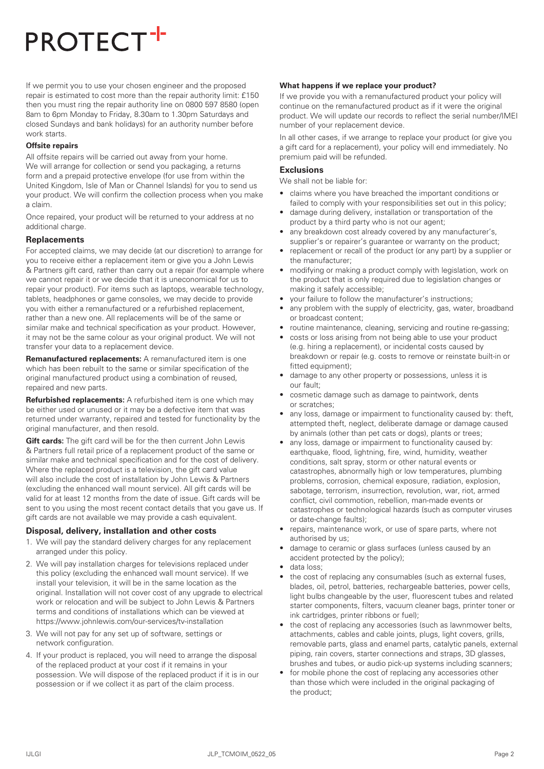If we permit you to use your chosen engineer and the proposed repair is estimated to cost more than the repair authority limit: £150 then you must ring the repair authority line on 0800 597 8580 (open 8am to 6pm Monday to Friday, 8.30am to 1.30pm Saturdays and closed Sundays and bank holidays) for an authority number before work starts.

**Offsite repairs**

All offsite repairs will be carried out away from your home. We will arrange for collection or send you packaging, a returns form and a prepaid protective envelope (for use from within the United Kingdom, Isle of Man or Channel Islands) for you to send us your product. We will confirm the collection process when you make a claim.

Once repaired, your product will be returned to your address at no additional charge.

### Replacements

For accepted claims, we may decide (at our discretion) to arrange for you to receive either a replacement item or give you a John Lewis & Partners gift card, rather than carry out a repair (for example where we cannot repair it or we decide that it is uneconomical for us to repair your product). For items such as laptops, wearable technology, tablets, headphones or game consoles, we may decide to provide you with either a remanufactured or a refurbished replacement, rather than a new one. All replacements will be of the same or similar make and technical specification as your product. However, it may not be the same colour as your original product. We will not transfer your data to a replacement device.

**Remanufactured replacements:** A remanufactured item is one which has been rebuilt to the same or similar specification of the original manufactured product using a combination of reused, repaired and new parts.

**Refurbished replacements:** A refurbished item is one which may be either used or unused or it may be a defective item that was returned under warranty, repaired and tested for functionality by the original manufacturer, and then resold.

**Gift cards:** The gift card will be for the then current John Lewis & Partners full retail price of a replacement product of the same or similar make and technical specification and for the cost of delivery. Where the replaced product is a television, the gift card value will also include the cost of installation by John Lewis & Partners (excluding the enhanced wall mount service). All gift cards will be valid for at least 12 months from the date of issue. Gift cards will be sent to you using the most recent contact details that you gave us. If gift cards are not available we may provide a cash equivalent.

### Disposal, delivery, installation and other costs

1. We will pay the standard delivery charges for any replacement arranged under this policy.
2. We will pay installation charges for televisions replaced under this policy (excluding the enhanced wall mount service). If we install your television, it will be in the same location as the original. Installation will not cover cost of any upgrade to electrical work or relocation and will be subject to John Lewis & Partners terms and conditions of installations which can be viewed at https://www.johnlewis.com/our-services/tv-installation
3. We will not pay for any set up of software, settings or network configuration.
4. If your product is replaced, you will need to arrange the disposal of the replaced product at your cost if it remains in your possession. We will dispose of the replaced product if it is in our possession or if we collect it as part of the claim process.

**What happens if we replace your product?**

If we provide you with a remanufactured product your policy will continue on the remanufactured product as if it were the original product. We will update our records to reflect the serial number/IMEI number of your replacement device.

In all other cases, if we arrange to replace your product (or give you a gift card for a replacement), your policy will end immediately. No premium paid will be refunded.

### Exclusions

We shall not be liable for:

- claims where you have breached the important conditions or failed to comply with your responsibilities set out in this policy;
- damage during delivery, installation or transportation of the product by a third party who is not our agent;
- any breakdown cost already covered by any manufacturer's, supplier's or repairer's guarantee or warranty on the product;
- replacement or recall of the product (or any part) by a supplier or the manufacturer;
- modifying or making a product comply with legislation, work on the product that is only required due to legislation changes or making it safely accessible;
- your failure to follow the manufacturer's instructions;
- any problem with the supply of electricity, gas, water, broadband or broadcast content;
- routine maintenance, cleaning, servicing and routine re-gassing;
- costs or loss arising from not being able to use your product (e.g. hiring a replacement), or incidental costs caused by breakdown or repair (e.g. costs to remove or reinstate built-in or fitted equipment);
- damage to any other property or possessions, unless it is our fault;
- cosmetic damage such as damage to paintwork, dents or scratches;
- any loss, damage or impairment to functionality caused by: theft, attempted theft, neglect, deliberate damage or damage caused by animals (other than pet cats or dogs), plants or trees;
- any loss, damage or impairment to functionality caused by: earthquake, flood, lightning, fire, wind, humidity, weather conditions, salt spray, storm or other natural events or catastrophes, abnormally high or low temperatures, plumbing problems, corrosion, chemical exposure, radiation, explosion, sabotage, terrorism, insurrection, revolution, war, riot, armed conflict, civil commotion, rebellion, man-made events or catastrophes or technological hazards (such as computer viruses or date-change faults);
- repairs, maintenance work, or use of spare parts, where not authorised by us;
- damage to ceramic or glass surfaces (unless caused by an accident protected by the policy);
- data loss;
- the cost of replacing any consumables (such as external fuses, blades, oil, petrol, batteries, rechargeable batteries, power cells, light bulbs changeable by the user, fluorescent tubes and related starter components, filters, vacuum cleaner bags, printer toner or ink cartridges, printer ribbons or fuel);
- the cost of replacing any accessories (such as lawnmower belts, attachments, cables and cable joints, plugs, light covers, grills, removable parts, glass and enamel parts, catalytic panels, external piping, rain covers, starter connections and straps, 3D glasses, brushes and tubes, or audio pick-up systems including scanners;
- for mobile phone the cost of replacing any accessories other than those which were included in the original packaging of the product;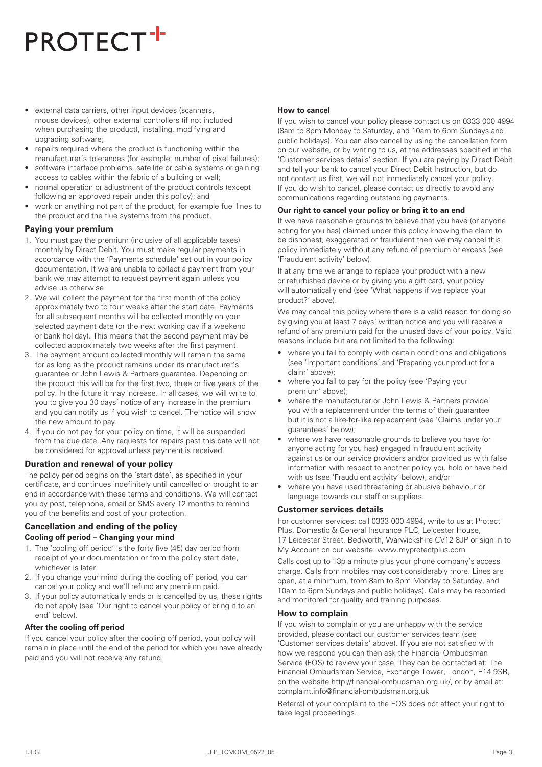- external data carriers, other input devices (scanners, mouse devices), other external controllers (if not included when purchasing the product), installing, modifying and upgrading software;
- repairs required where the product is functioning within the manufacturer's tolerances (for example, number of pixel failures);
- software interface problems, satellite or cable systems or gaining access to cables within the fabric of a building or wall;
- normal operation or adjustment of the product controls (except following an approved repair under this policy); and
- work on anything not part of the product, for example fuel lines to the product and the flue systems from the product.

## Paying your premium

1. You must pay the premium (inclusive of all applicable taxes) monthly by Direct Debit. You must make regular payments in accordance with the 'Payments schedule' set out in your policy documentation. If we are unable to collect a payment from your bank we may attempt to request payment again unless you advise us otherwise.
2. We will collect the payment for the first month of the policy approximately two to four weeks after the start date. Payments for all subsequent months will be collected monthly on your selected payment date (or the next working day if a weekend or bank holiday). This means that the second payment may be collected approximately two weeks after the first payment.
3. The payment amount collected monthly will remain the same for as long as the product remains under its manufacturer's guarantee or John Lewis & Partners guarantee. Depending on the product this will be for the first two, three or five years of the policy. In the future it may increase. In all cases, we will write to you to give you 30 days' notice of any increase in the premium and you can notify us if you wish to cancel. The notice will show the new amount to pay.
4. If you do not pay for your policy on time, it will be suspended from the due date. Any requests for repairs past this date will not be considered for approval unless payment is received.

## Duration and renewal of your policy

The policy period begins on the 'start date', as specified in your certificate, and continues indefinitely until cancelled or brought to an end in accordance with these terms and conditions. We will contact you by post, telephone, email or SMS every 12 months to remind you of the benefits and cost of your protection.

## Cancellation and ending of the policy

### Cooling off period – Changing your mind

1. The 'cooling off period' is the forty five (45) day period from receipt of your documentation or from the policy start date, whichever is later.
2. If you change your mind during the cooling off period, you can cancel your policy and we'll refund any premium paid.
3. If your policy automatically ends or is cancelled by us, these rights do not apply (see 'Our right to cancel your policy or bring it to an end' below).

### After the cooling off period

If you cancel your policy after the cooling off period, your policy will remain in place until the end of the period for which you have already paid and you will not receive any refund.

### How to cancel

If you wish to cancel your policy please contact us on 0333 000 4994 (8am to 8pm Monday to Saturday, and 10am to 6pm Sundays and public holidays). You can also cancel by using the cancellation form on our website, or by writing to us, at the addresses specified in the 'Customer services details' section. If you are paying by Direct Debit and tell your bank to cancel your Direct Debit Instruction, but do not contact us first, we will not immediately cancel your policy. If you do wish to cancel, please contact us directly to avoid any communications regarding outstanding payments.

### Our right to cancel your policy or bring it to an end

If we have reasonable grounds to believe that you have (or anyone acting for you has) claimed under this policy knowing the claim to be dishonest, exaggerated or fraudulent then we may cancel this policy immediately without any refund of premium or excess (see 'Fraudulent activity' below).

If at any time we arrange to replace your product with a new or refurbished device or by giving you a gift card, your policy will automatically end (see 'What happens if we replace your product?' above).

We may cancel this policy where there is a valid reason for doing so by giving you at least 7 days' written notice and you will receive a refund of any premium paid for the unused days of your policy. Valid reasons include but are not limited to the following:

- where you fail to comply with certain conditions and obligations (see 'Important conditions' and 'Preparing your product for a claim' above);
- where you fail to pay for the policy (see 'Paying your premium' above);
- where the manufacturer or John Lewis & Partners provide you with a replacement under the terms of their guarantee but it is not a like-for-like replacement (see 'Claims under your guarantees' below);
- where we have reasonable grounds to believe you have (or anyone acting for you has) engaged in fraudulent activity against us or our service providers and/or provided us with false information with respect to another policy you hold or have held with us (see 'Fraudulent activity' below); and/or
- where you have used threatening or abusive behaviour or language towards our staff or suppliers.

## Customer services details

For customer services: call 0333 000 4994, write to us at Protect Plus, Domestic & General Insurance PLC, Leicester House, 17 Leicester Street, Bedworth, Warwickshire CV12 8JP or sign in to My Account on our website: www.myprotectplus.com

Calls cost up to 13p a minute plus your phone company's access charge. Calls from mobiles may cost considerably more. Lines are open, at a minimum, from 8am to 8pm Monday to Saturday, and 10am to 6pm Sundays and public holidays). Calls may be recorded and monitored for quality and training purposes.

## How to complain

If you wish to complain or you are unhappy with the service provided, please contact our customer services team (see 'Customer services details' above). If you are not satisfied with how we respond you can then ask the Financial Ombudsman Service (FOS) to review your case. They can be contacted at: The Financial Ombudsman Service, Exchange Tower, London, E14 9SR, on the website http://financial-ombudsman.org.uk/, or by email at: complaint.info@financial-ombudsman.org.uk

Referral of your complaint to the FOS does not affect your right to take legal proceedings.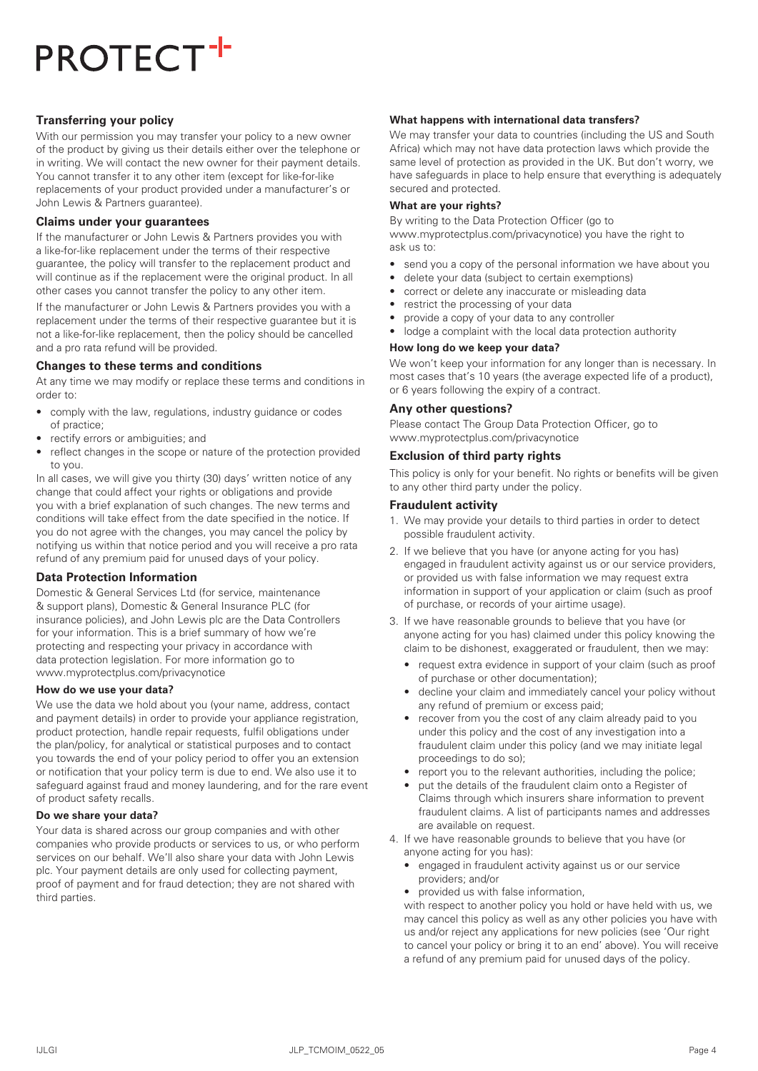PROTECT+

## Transferring your policy

With our permission you may transfer your policy to a new owner of the product by giving us their details either over the telephone or in writing. We will contact the new owner for their payment details. You cannot transfer it to any other item (except for like-for-like replacements of your product provided under a manufacturer's or John Lewis & Partners guarantee).

## Claims under your guarantees

If the manufacturer or John Lewis & Partners provides you with a like-for-like replacement under the terms of their respective guarantee, the policy will transfer to the replacement product and will continue as if the replacement were the original product. In all other cases you cannot transfer the policy to any other item.

If the manufacturer or John Lewis & Partners provides you with a replacement under the terms of their respective guarantee but it is not a like-for-like replacement, then the policy should be cancelled and a pro rata refund will be provided.

## Changes to these terms and conditions

At any time we may modify or replace these terms and conditions in order to:

- comply with the law, regulations, industry guidance or codes of practice;
- rectify errors or ambiguities; and
- reflect changes in the scope or nature of the protection provided to you.

In all cases, we will give you thirty (30) days' written notice of any change that could affect your rights or obligations and provide you with a brief explanation of such changes. The new terms and conditions will take effect from the date specified in the notice. If you do not agree with the changes, you may cancel the policy by notifying us within that notice period and you will receive a pro rata refund of any premium paid for unused days of your policy.

## Data Protection Information

Domestic & General Services Ltd (for service, maintenance & support plans), Domestic & General Insurance PLC (for insurance policies), and John Lewis plc are the Data Controllers for your information. This is a brief summary of how we're protecting and respecting your privacy in accordance with data protection legislation. For more information go to www.myprotectplus.com/privacynotice

### How do we use your data?

We use the data we hold about you (your name, address, contact and payment details) in order to provide your appliance registration, product protection, handle repair requests, fulfil obligations under the plan/policy, for analytical or statistical purposes and to contact you towards the end of your policy period to offer you an extension or notification that your policy term is due to end. We also use it to safeguard against fraud and money laundering, and for the rare event of product safety recalls.

### Do we share your data?

Your data is shared across our group companies and with other companies who provide products or services to us, or who perform services on our behalf. We'll also share your data with John Lewis plc. Your payment details are only used for collecting payment, proof of payment and for fraud detection; they are not shared with third parties.

### What happens with international data transfers?

We may transfer your data to countries (including the US and South Africa) which may not have data protection laws which provide the same level of protection as provided in the UK. But don't worry, we have safeguards in place to help ensure that everything is adequately secured and protected.

### What are your rights?

By writing to the Data Protection Officer (go to www.myprotectplus.com/privacynotice) you have the right to ask us to:

- send you a copy of the personal information we have about you
- delete your data (subject to certain exemptions)
- correct or delete any inaccurate or misleading data
- restrict the processing of your data
- provide a copy of your data to any controller
- lodge a complaint with the local data protection authority

### How long do we keep your data?

We won't keep your information for any longer than is necessary. In most cases that's 10 years (the average expected life of a product), or 6 years following the expiry of a contract.

## Any other questions?

Please contact The Group Data Protection Officer, go to www.myprotectplus.com/privacynotice

## Exclusion of third party rights

This policy is only for your benefit. No rights or benefits will be given to any other third party under the policy.

## Fraudulent activity

1. We may provide your details to third parties in order to detect possible fraudulent activity.
2. If we believe that you have (or anyone acting for you has) engaged in fraudulent activity against us or our service providers, or provided us with false information we may request extra information in support of your application or claim (such as proof of purchase, or records of your airtime usage).
3. If we have reasonable grounds to believe that you have (or anyone acting for you has) claimed under this policy knowing the claim to be dishonest, exaggerated or fraudulent, then we may:
   - request extra evidence in support of your claim (such as proof of purchase or other documentation);
   - decline your claim and immediately cancel your policy without any refund of premium or excess paid;
   - recover from you the cost of any claim already paid to you under this policy and the cost of any investigation into a fraudulent claim under this policy (and we may initiate legal proceedings to do so);
   - report you to the relevant authorities, including the police;
   - put the details of the fraudulent claim onto a Register of Claims through which insurers share information to prevent fraudulent claims. A list of participants names and addresses are available on request.
4. If we have reasonable grounds to believe that you have (or anyone acting for you has):
   - engaged in fraudulent activity against us or our service providers; and/or
   - provided us with false information,

   with respect to another policy you hold or have held with us, we may cancel this policy as well as any other policies you have with us and/or reject any applications for new policies (see 'Our right to cancel your policy or bring it to an end' above). You will receive a refund of any premium paid for unused days of the policy.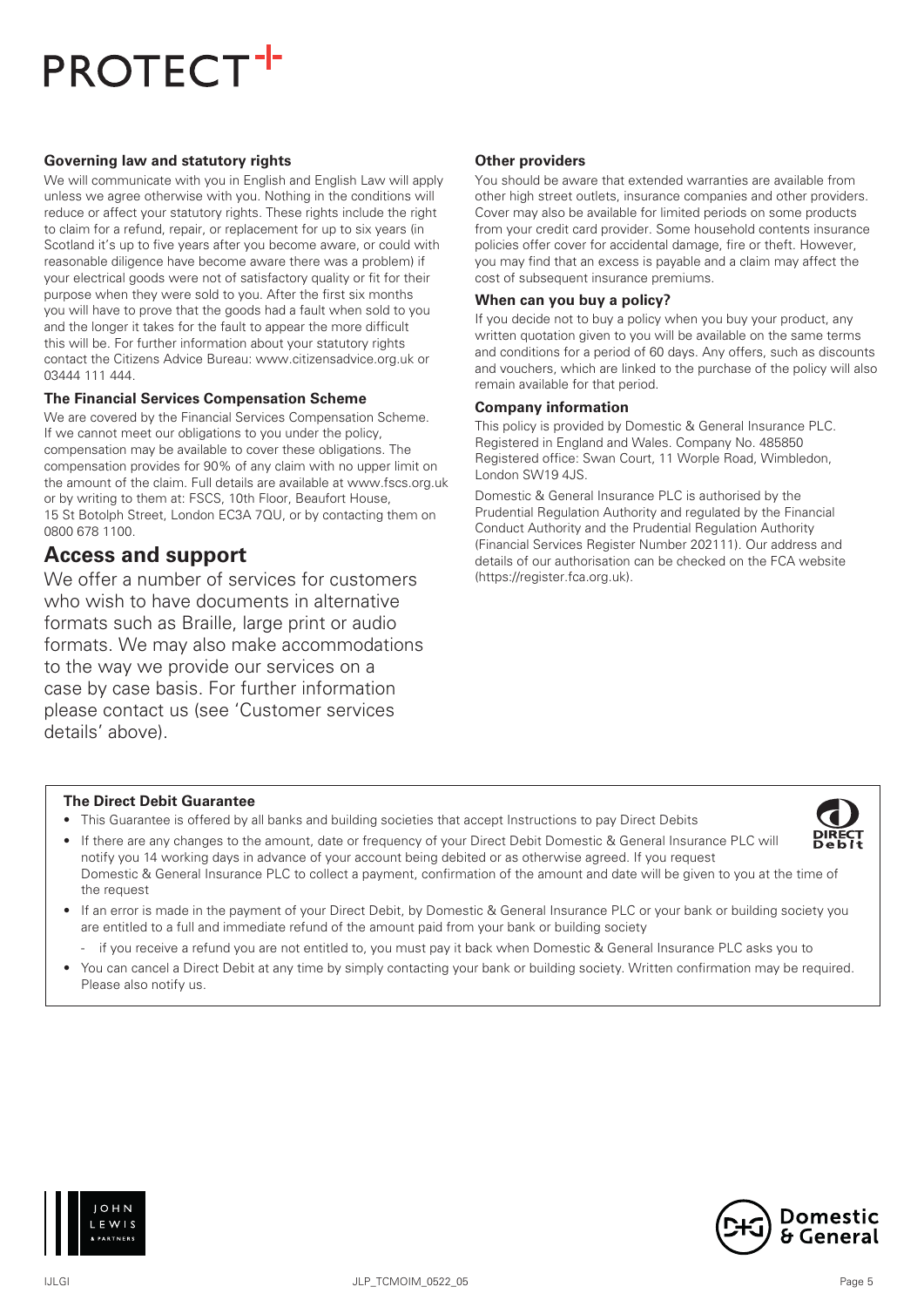## Governing law and statutory rights

We will communicate with you in English and English Law will apply unless we agree otherwise with you. Nothing in the conditions will reduce or affect your statutory rights. These rights include the right to claim for a refund, repair, or replacement for up to six years (in Scotland it's up to five years after you become aware, or could with reasonable diligence have become aware there was a problem) if your electrical goods were not of satisfactory quality or fit for their purpose when they were sold to you. After the first six months you will have to prove that the goods had a fault when sold to you and the longer it takes for the fault to appear the more difficult this will be. For further information about your statutory rights contact the Citizens Advice Bureau: www.citizensadvice.org.uk or 03444 111 444.

## The Financial Services Compensation Scheme

We are covered by the Financial Services Compensation Scheme. If we cannot meet our obligations to you under the policy, compensation may be available to cover these obligations. The compensation provides for 90% of any claim with no upper limit on the amount of the claim. Full details are available at www.fscs.org.uk or by writing to them at: FSCS, 10th Floor, Beaufort House, 15 St Botolph Street, London EC3A 7QU, or by contacting them on 0800 678 1100.

# Access and support

We offer a number of services for customers who wish to have documents in alternative formats such as Braille, large print or audio formats. We may also make accommodations to the way we provide our services on a case by case basis. For further information please contact us (see 'Customer services details' above).

## Other providers

You should be aware that extended warranties are available from other high street outlets, insurance companies and other providers. Cover may also be available for limited periods on some products from your credit card provider. Some household contents insurance policies offer cover for accidental damage, fire or theft. However, you may find that an excess is payable and a claim may affect the cost of subsequent insurance premiums.

## When can you buy a policy?

If you decide not to buy a policy when you buy your product, any written quotation given to you will be available on the same terms and conditions for a period of 60 days. Any offers, such as discounts and vouchers, which are linked to the purchase of the policy will also remain available for that period.

## Company information

This policy is provided by Domestic & General Insurance PLC. Registered in England and Wales. Company No. 485850 Registered office: Swan Court, 11 Worple Road, Wimbledon, London SW19 4JS.

Domestic & General Insurance PLC is authorised by the Prudential Regulation Authority and regulated by the Financial Conduct Authority and the Prudential Regulation Authority (Financial Services Register Number 202111). Our address and details of our authorisation can be checked on the FCA website (https://register.fca.org.uk).

## The Direct Debit Guarantee

- This Guarantee is offered by all banks and building societies that accept Instructions to pay Direct Debits
- If there are any changes to the amount, date or frequency of your Direct Debit Domestic & General Insurance PLC will notify you 14 working days in advance of your account being debited or as otherwise agreed. If you request Domestic & General Insurance PLC to collect a payment, confirmation of the amount and date will be given to you at the time of the request
- If an error is made in the payment of your Direct Debit, by Domestic & General Insurance PLC or your bank or building society you are entitled to a full and immediate refund of the amount paid from your bank or building society
  - if you receive a refund you are not entitled to, you must pay it back when Domestic & General Insurance PLC asks you to
- You can cancel a Direct Debit at any time by simply contacting your bank or building society. Written confirmation may be required. Please also notify us.